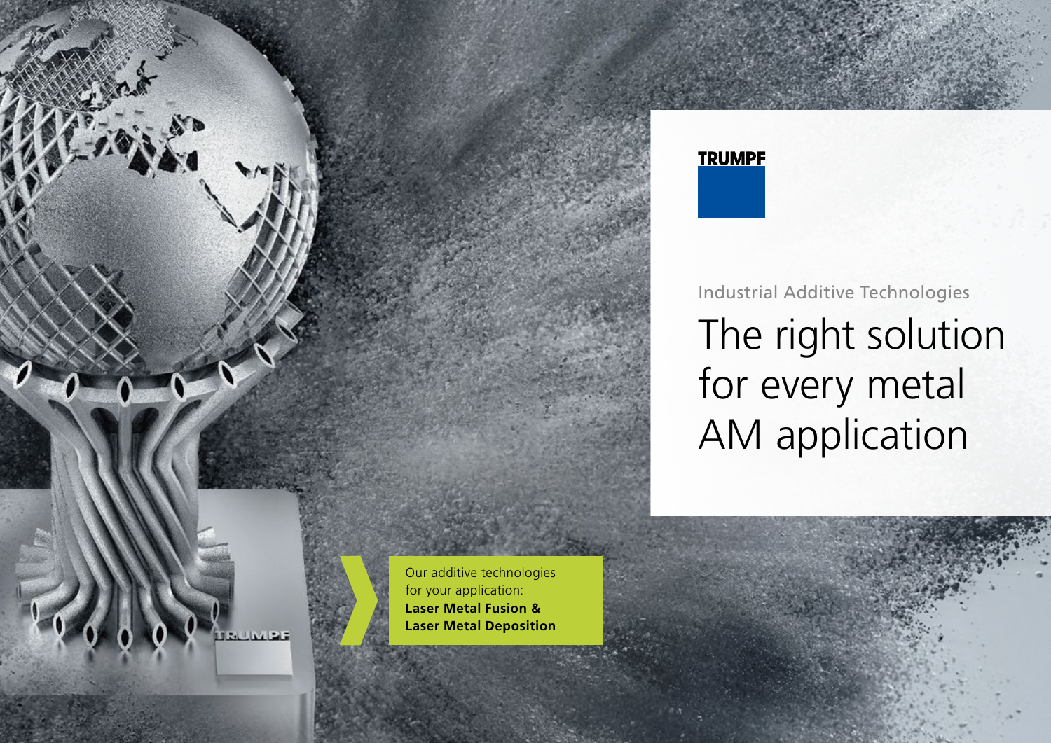TRUMPF

Industrial Additive Technologies

# The right solution for every metal AM application

Our additive technologies for your application:
**Laser Metal Fusion & Laser Metal Deposition**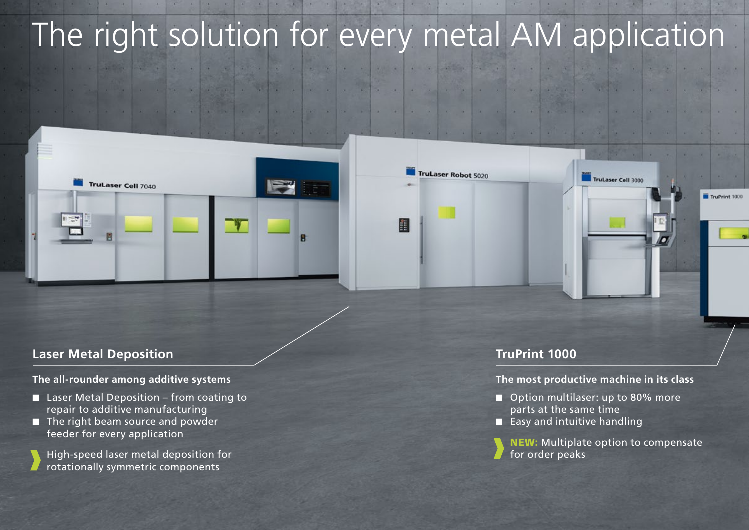# The right solution for every metal AM application

## Laser Metal Deposition

**The all-rounder among additive systems**

- Laser Metal Deposition – from coating to repair to additive manufacturing
- The right beam source and powder feeder for every application

› High-speed laser metal deposition for rotationally symmetric components

## TruPrint 1000

**The most productive machine in its class**

- Option multilaser: up to 80% more parts at the same time
- Easy and intuitive handling

› **NEW:** Multiplate option to compensate for order peaks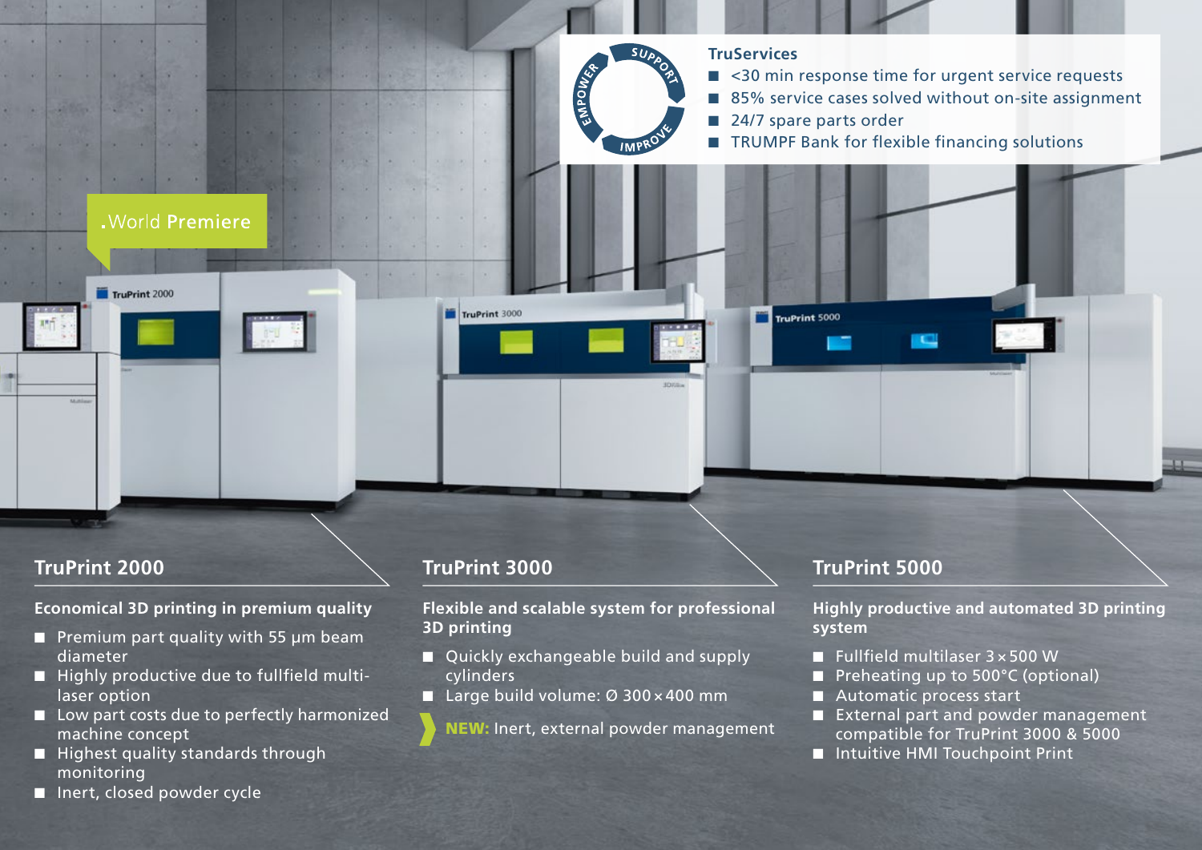## TruServices

- <30 min response time for urgent service requests
- 85% service cases solved without on-site assignment
- 24/7 spare parts order
- TRUMPF Bank for flexible financing solutions

**.World Premiere**

## TruPrint 2000

**Economical 3D printing in premium quality**

- Premium part quality with 55 µm beam diameter
- Highly productive due to fullfield multi-laser option
- Low part costs due to perfectly harmonized machine concept
- Highest quality standards through monitoring
- Inert, closed powder cycle

## TruPrint 3000

**Flexible and scalable system for professional 3D printing**

- Quickly exchangeable build and supply cylinders
- Large build volume: Ø 300 × 400 mm

**NEW:** Inert, external powder management

## TruPrint 5000

**Highly productive and automated 3D printing system**

- Fullfield multilaser 3 × 500 W
- Preheating up to 500°C (optional)
- Automatic process start
- External part and powder management compatible for TruPrint 3000 & 5000
- Intuitive HMI Touchpoint Print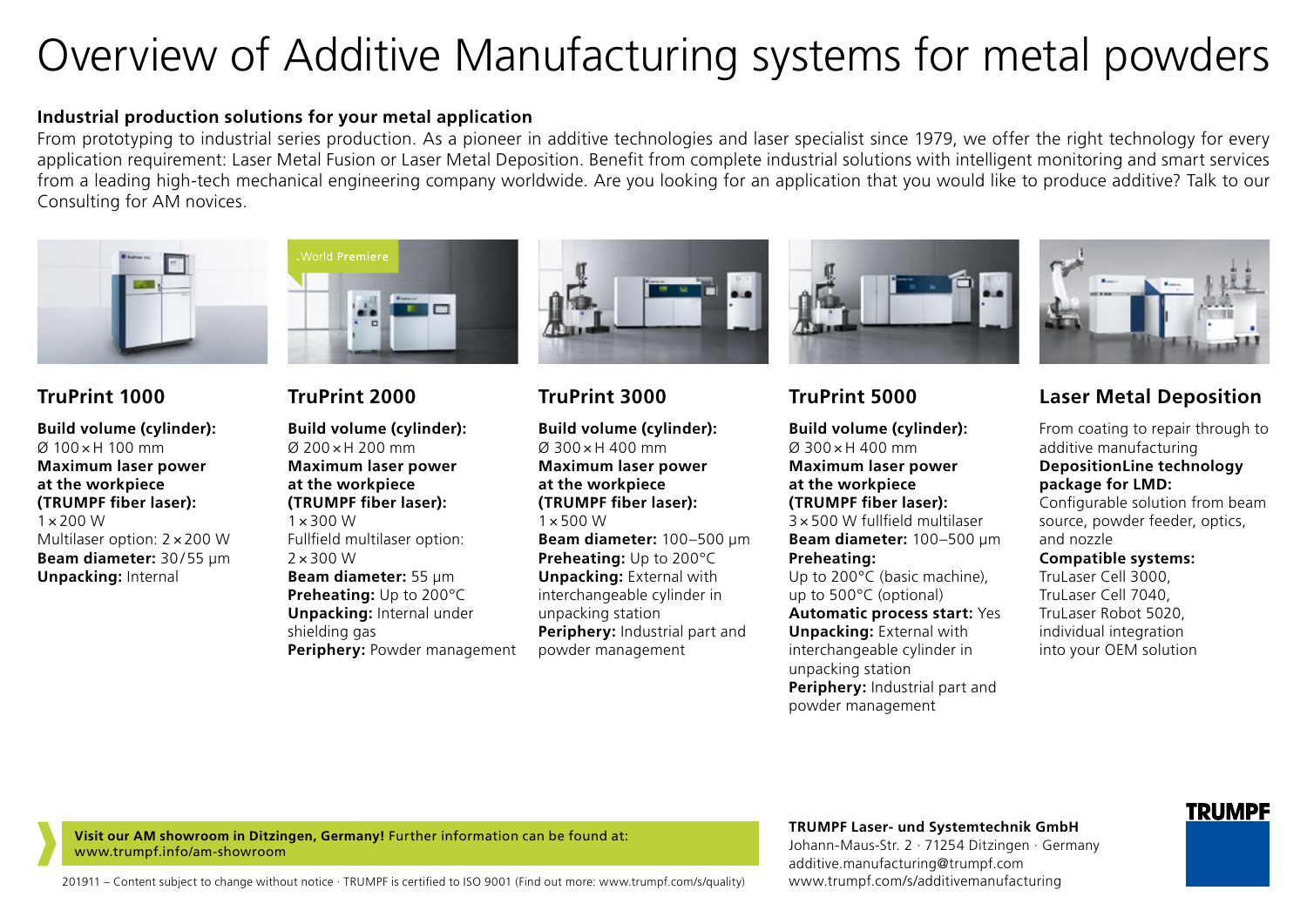# Overview of Additive Manufacturing systems for metal powders

**Industrial production solutions for your metal application**

From prototyping to industrial series production. As a pioneer in additive technologies and laser specialist since 1979, we offer the right technology for every application requirement: Laser Metal Fusion or Laser Metal Deposition. Benefit from complete industrial solutions with intelligent monitoring and smart services from a leading high-tech mechanical engineering company worldwide. Are you looking for an application that you would like to produce additive? Talk to our Consulting for AM novices.

.World Premiere

## TruPrint 1000

**Build volume (cylinder):**
Ø 100 × H 100 mm
**Maximum laser power at the workpiece (TRUMPF fiber laser):**
1 × 200 W
Multilaser option: 2 × 200 W
**Beam diameter:** 30 / 55 µm
**Unpacking:** Internal

## TruPrint 2000

**Build volume (cylinder):**
Ø 200 × H 200 mm
**Maximum laser power at the workpiece (TRUMPF fiber laser):**
1 × 300 W
Fullfield multilaser option:
2 × 300 W
**Beam diameter:** 55 µm
**Preheating:** Up to 200°C
**Unpacking:** Internal under shielding gas
**Periphery:** Powder management

## TruPrint 3000

**Build volume (cylinder):**
Ø 300 × H 400 mm
**Maximum laser power at the workpiece (TRUMPF fiber laser):**
1 × 500 W
**Beam diameter:** 100–500 µm
**Preheating:** Up to 200°C
**Unpacking:** External with interchangeable cylinder in unpacking station
**Periphery:** Industrial part and powder management

## TruPrint 5000

**Build volume (cylinder):**
Ø 300 × H 400 mm
**Maximum laser power at the workpiece (TRUMPF fiber laser):**
3 × 500 W fullfield multilaser
**Beam diameter:** 100–500 µm
**Preheating:**
Up to 200°C (basic machine), up to 500°C (optional)
**Automatic process start:** Yes
**Unpacking:** External with interchangeable cylinder in unpacking station
**Periphery:** Industrial part and powder management

## Laser Metal Deposition

From coating to repair through to additive manufacturing
**DepositionLine technology package for LMD:**
Configurable solution from beam source, powder feeder, optics, and nozzle
**Compatible systems:**
TruLaser Cell 3000,
TruLaser Cell 7040,
TruLaser Robot 5020,
individual integration into your OEM solution

**Visit our AM showroom in Ditzingen, Germany!** Further information can be found at: www.trumpf.info/am-showroom

**TRUMPF Laser- und Systemtechnik GmbH**
Johann-Maus-Str. 2 · 71254 Ditzingen · Germany
additive.manufacturing@trumpf.com
www.trumpf.com/s/additivemanufacturing

TRUMPF

201911 – Content subject to change without notice · TRUMPF is certified to ISO 9001 (Find out more: www.trumpf.com/s/quality)